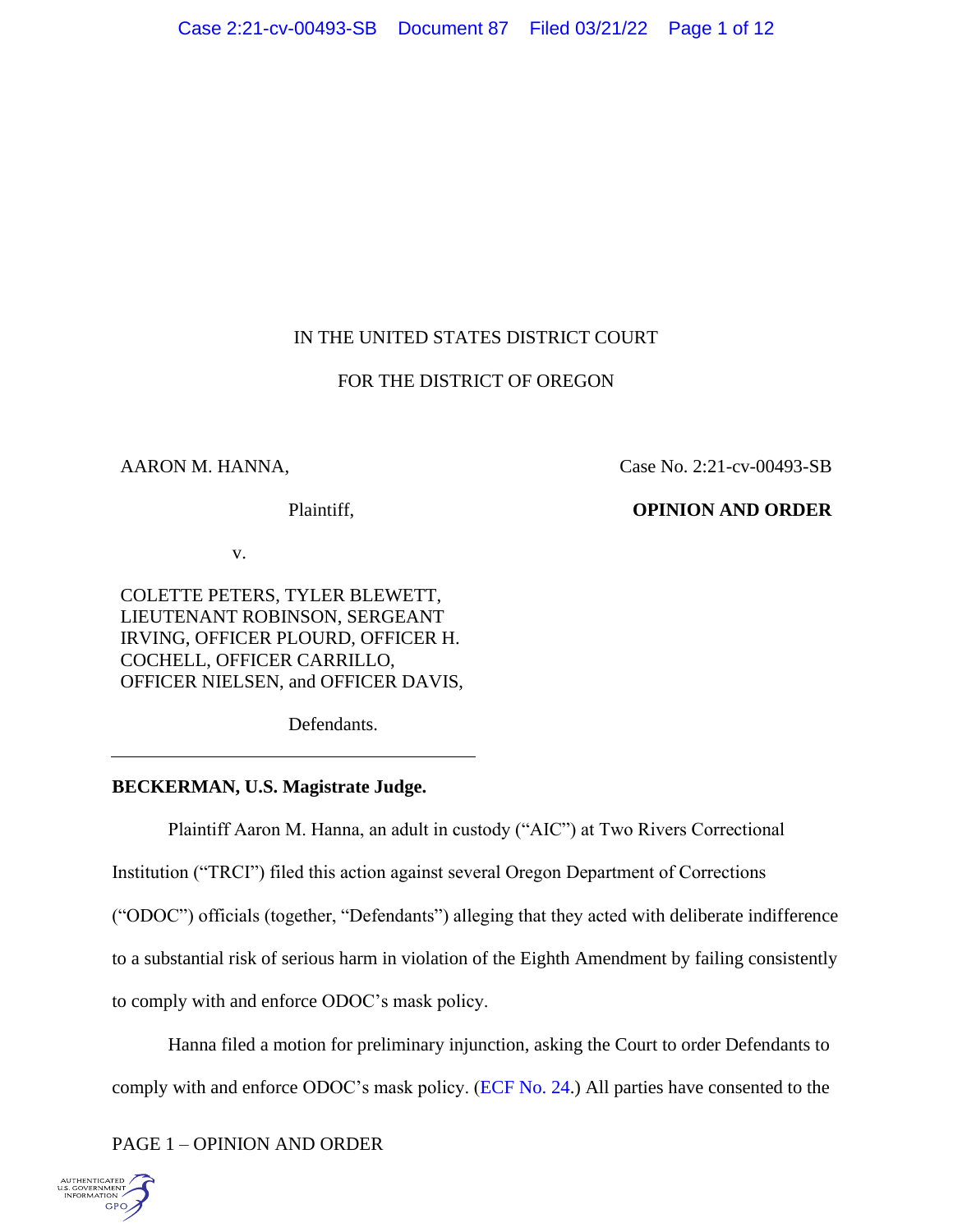IN THE UNITED STATES DISTRICT COURT

FOR THE DISTRICT OF OREGON

AARON M. HANNA,

Plaintiff,

v.

COLETTE PETERS, TYLER BLEWETT, LIEUTENANT ROBINSON, SERGEANT IRVING, OFFICER PLOURD, OFFICER H. COCHELL, OFFICER CARRILLO, OFFICER NIELSEN, and OFFICER DAVIS,

Defendants.

Case No. 2:21-cv-00493-SB

**OPINION AND ORDER**

**BECKERMAN, U.S. Magistrate Judge.**

Plaintiff Aaron M. Hanna, an adult in custody ("AIC") at Two Rivers Correctional Institution ("TRCI") filed this action against several Oregon Department of Corrections ("ODOC") officials (together, "Defendants") alleging that they acted with deliberate indifference to a substantial risk of serious harm in violation of the Eighth Amendment by failing consistently to comply with and enforce ODOC's mask policy.

Hanna filed a motion for preliminary injunction, asking the Court to order Defendants to comply with and enforce ODOC's mask policy. (ECF No. 24.) All parties have consented to the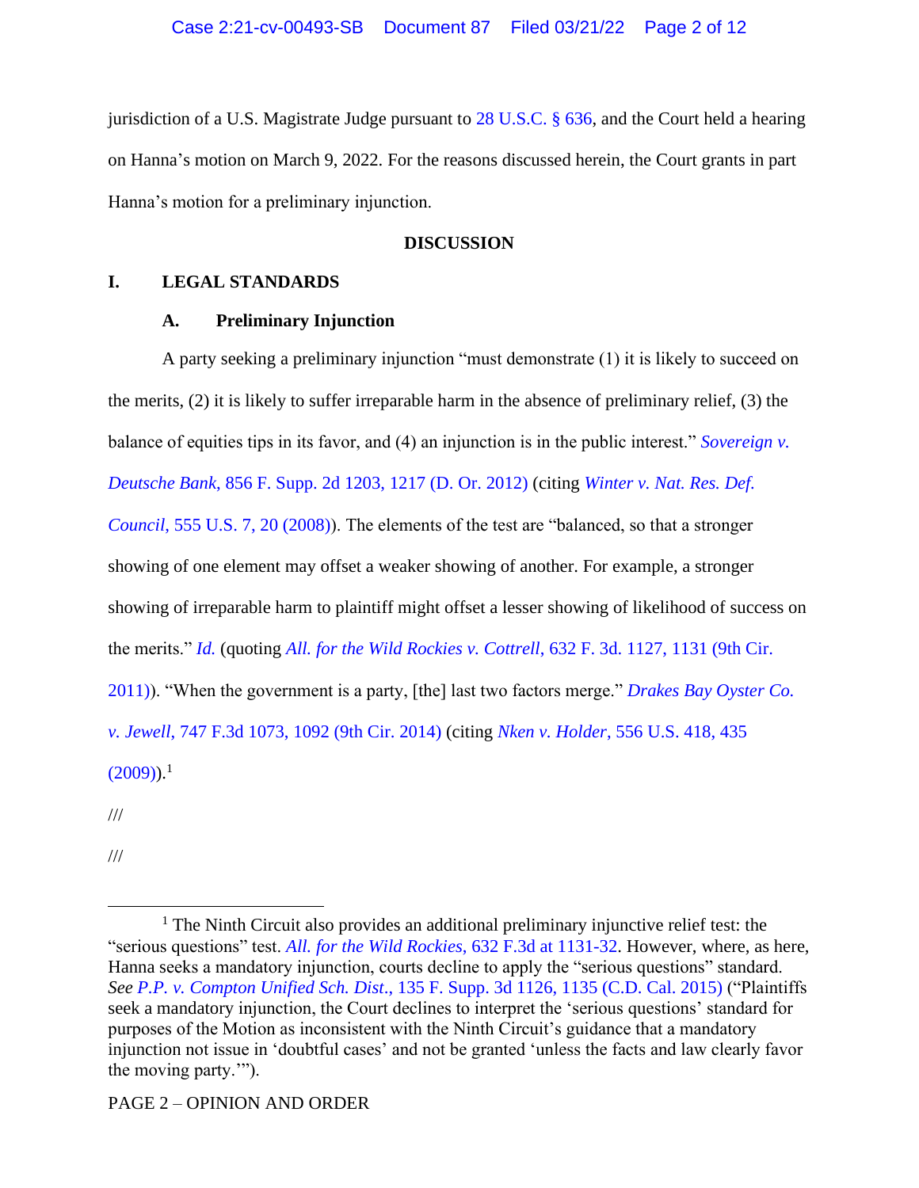jurisdiction of a U.S. Magistrate Judge pursuant to 28 U.S.C. § 636, and the Court held a hearing on Hanna's motion on March 9, 2022. For the reasons discussed herein, the Court grants in part Hanna's motion for a preliminary injunction.

## DISCUSSION

### I. LEGAL STANDARDS

#### A. Preliminary Injunction

A party seeking a preliminary injunction "must demonstrate (1) it is likely to succeed on the merits, (2) it is likely to suffer irreparable harm in the absence of preliminary relief, (3) the balance of equities tips in its favor, and (4) an injunction is in the public interest." *Sovereign v. Deutsche Bank*, 856 F. Supp. 2d 1203, 1217 (D. Or. 2012) (citing *Winter v. Nat. Res. Def. Council*, 555 U.S. 7, 20 (2008)). The elements of the test are "balanced, so that a stronger showing of one element may offset a weaker showing of another. For example, a stronger showing of irreparable harm to plaintiff might offset a lesser showing of likelihood of success on the merits." *Id.* (quoting *All. for the Wild Rockies v. Cottrell*, 632 F. 3d. 1127, 1131 (9th Cir. 2011)). "When the government is a party, [the] last two factors merge." *Drakes Bay Oyster Co. v. Jewell*, 747 F.3d 1073, 1092 (9th Cir. 2014) (citing *Nken v. Holder*, 556 U.S. 418, 435 (2009)).[1]

///

///

[1] The Ninth Circuit also provides an additional preliminary injunctive relief test: the "serious questions" test. *All. for the Wild Rockies*, 632 F.3d at 1131-32. However, where, as here, Hanna seeks a mandatory injunction, courts decline to apply the "serious questions" standard. *See P.P. v. Compton Unified Sch. Dist.*, 135 F. Supp. 3d 1126, 1135 (C.D. Cal. 2015) ("Plaintiffs seek a mandatory injunction, the Court declines to interpret the 'serious questions' standard for purposes of the Motion as inconsistent with the Ninth Circuit's guidance that a mandatory injunction not issue in 'doubtful cases' and not be granted 'unless the facts and law clearly favor the moving party.'").

PAGE 2 – OPINION AND ORDER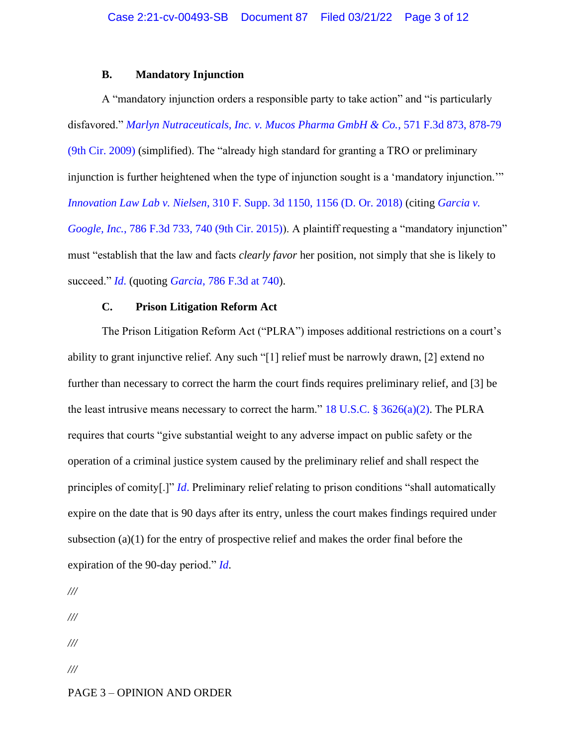### B. Mandatory Injunction

A "mandatory injunction orders a responsible party to take action" and "is particularly disfavored." *Marlyn Nutraceuticals, Inc. v. Mucos Pharma GmbH & Co.*, 571 F.3d 873, 878-79 (9th Cir. 2009) (simplified). The "already high standard for granting a TRO or preliminary injunction is further heightened when the type of injunction sought is a 'mandatory injunction.'" *Innovation Law Lab v. Nielsen*, 310 F. Supp. 3d 1150, 1156 (D. Or. 2018) (citing *Garcia v. Google, Inc.*, 786 F.3d 733, 740 (9th Cir. 2015)). A plaintiff requesting a "mandatory injunction" must "establish that the law and facts *clearly favor* her position, not simply that she is likely to succeed." *Id.* (quoting *Garcia*, 786 F.3d at 740).

### C. Prison Litigation Reform Act

The Prison Litigation Reform Act ("PLRA") imposes additional restrictions on a court's ability to grant injunctive relief. Any such "[1] relief must be narrowly drawn, [2] extend no further than necessary to correct the harm the court finds requires preliminary relief, and [3] be the least intrusive means necessary to correct the harm." 18 U.S.C. § 3626(a)(2). The PLRA requires that courts "give substantial weight to any adverse impact on public safety or the operation of a criminal justice system caused by the preliminary relief and shall respect the principles of comity[.]" *Id*. Preliminary relief relating to prison conditions "shall automatically expire on the date that is 90 days after its entry, unless the court makes findings required under subsection (a)(1) for the entry of prospective relief and makes the order final before the expiration of the 90-day period." *Id*.

///

///

///

///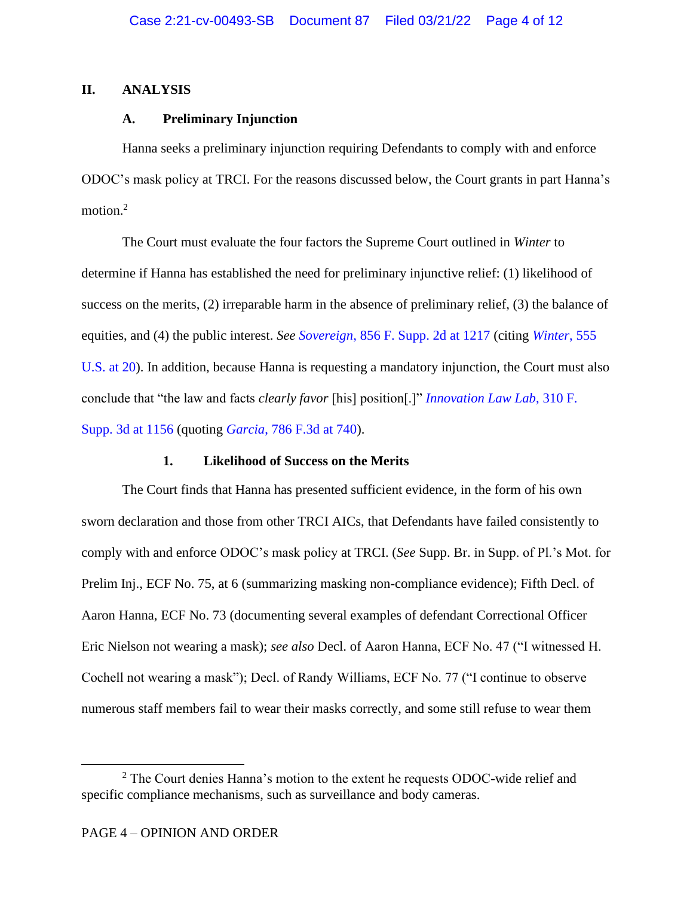## II. ANALYSIS

### A. Preliminary Injunction

Hanna seeks a preliminary injunction requiring Defendants to comply with and enforce ODOC's mask policy at TRCI. For the reasons discussed below, the Court grants in part Hanna's motion.[2]

The Court must evaluate the four factors the Supreme Court outlined in *Winter* to determine if Hanna has established the need for preliminary injunctive relief: (1) likelihood of success on the merits, (2) irreparable harm in the absence of preliminary relief, (3) the balance of equities, and (4) the public interest. *See Sovereign*, 856 F. Supp. 2d at 1217 (citing *Winter*, 555 U.S. at 20). In addition, because Hanna is requesting a mandatory injunction, the Court must also conclude that "the law and facts *clearly favor* [his] position[.]" *Innovation Law Lab*, 310 F. Supp. 3d at 1156 (quoting *Garcia*, 786 F.3d at 740).

#### 1. Likelihood of Success on the Merits

The Court finds that Hanna has presented sufficient evidence, in the form of his own sworn declaration and those from other TRCI AICs, that Defendants have failed consistently to comply with and enforce ODOC's mask policy at TRCI. (*See* Supp. Br. in Supp. of Pl.'s Mot. for Prelim Inj., ECF No. 75, at 6 (summarizing masking non-compliance evidence); Fifth Decl. of Aaron Hanna, ECF No. 73 (documenting several examples of defendant Correctional Officer Eric Nielson not wearing a mask); *see also* Decl. of Aaron Hanna, ECF No. 47 ("I witnessed H. Cochell not wearing a mask"); Decl. of Randy Williams, ECF No. 77 ("I continue to observe numerous staff members fail to wear their masks correctly, and some still refuse to wear them

[2] The Court denies Hanna's motion to the extent he requests ODOC-wide relief and specific compliance mechanisms, such as surveillance and body cameras.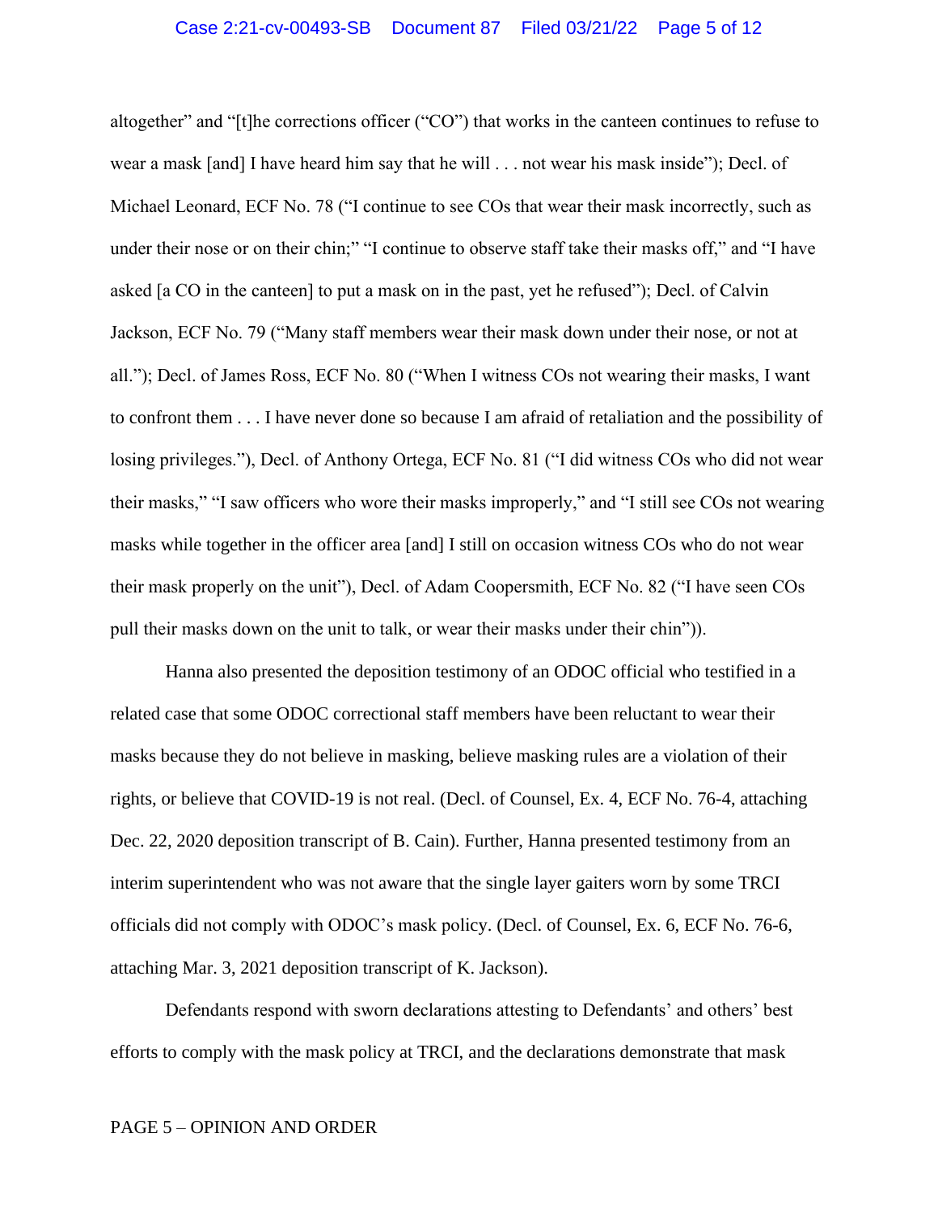altogether" and "[t]he corrections officer ("CO") that works in the canteen continues to refuse to wear a mask [and] I have heard him say that he will . . . not wear his mask inside"); Decl. of Michael Leonard, ECF No. 78 ("I continue to see COs that wear their mask incorrectly, such as under their nose or on their chin;" "I continue to observe staff take their masks off," and "I have asked [a CO in the canteen] to put a mask on in the past, yet he refused"); Decl. of Calvin Jackson, ECF No. 79 ("Many staff members wear their mask down under their nose, or not at all."); Decl. of James Ross, ECF No. 80 ("When I witness COs not wearing their masks, I want to confront them . . . I have never done so because I am afraid of retaliation and the possibility of losing privileges."), Decl. of Anthony Ortega, ECF No. 81 ("I did witness COs who did not wear their masks," "I saw officers who wore their masks improperly," and "I still see COs not wearing masks while together in the officer area [and] I still on occasion witness COs who do not wear their mask properly on the unit"), Decl. of Adam Coopersmith, ECF No. 82 ("I have seen COs pull their masks down on the unit to talk, or wear their masks under their chin")).

Hanna also presented the deposition testimony of an ODOC official who testified in a related case that some ODOC correctional staff members have been reluctant to wear their masks because they do not believe in masking, believe masking rules are a violation of their rights, or believe that COVID-19 is not real. (Decl. of Counsel, Ex. 4, ECF No. 76-4, attaching Dec. 22, 2020 deposition transcript of B. Cain). Further, Hanna presented testimony from an interim superintendent who was not aware that the single layer gaiters worn by some TRCI officials did not comply with ODOC's mask policy. (Decl. of Counsel, Ex. 6, ECF No. 76-6, attaching Mar. 3, 2021 deposition transcript of K. Jackson).

Defendants respond with sworn declarations attesting to Defendants' and others' best efforts to comply with the mask policy at TRCI, and the declarations demonstrate that mask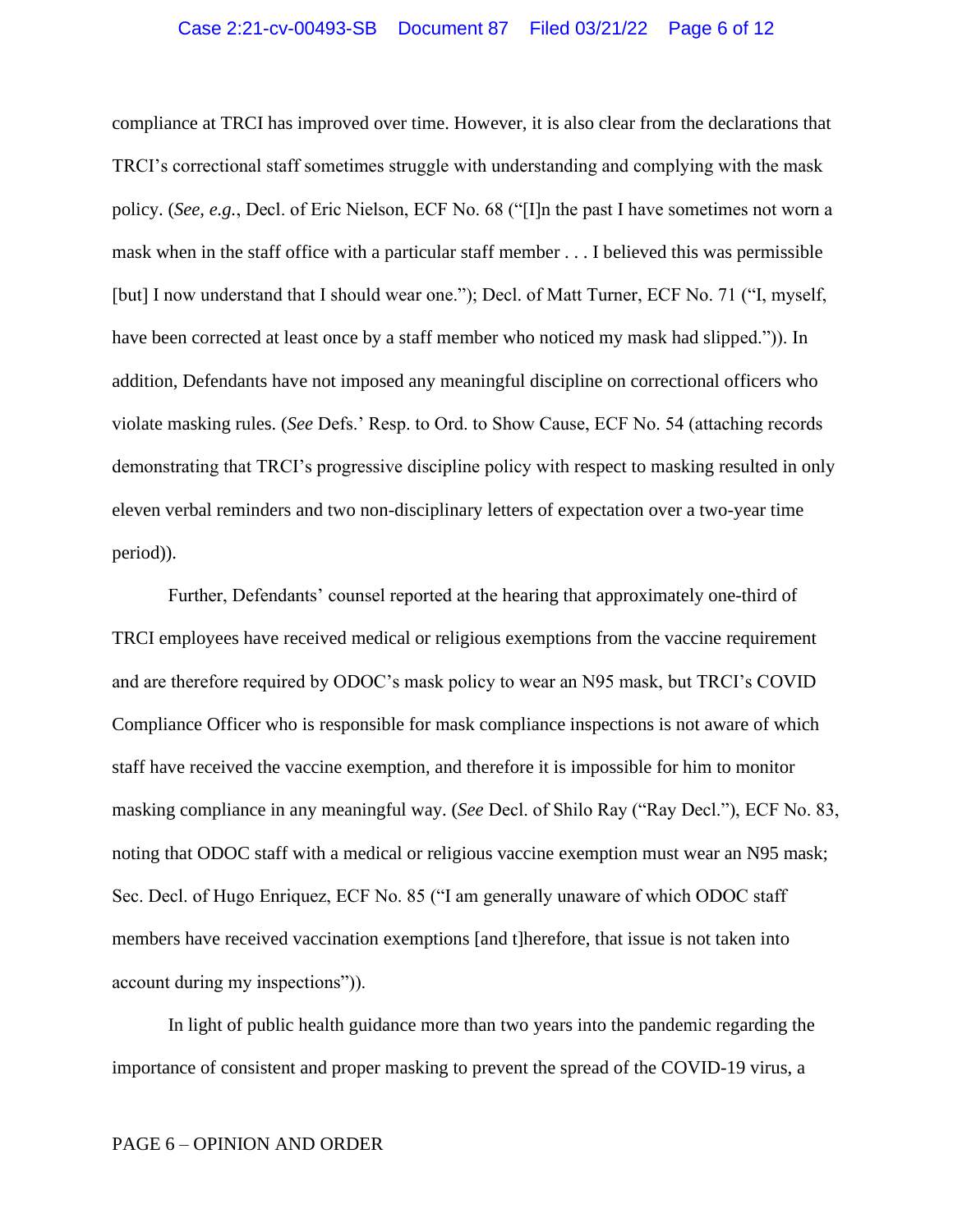compliance at TRCI has improved over time. However, it is also clear from the declarations that TRCI's correctional staff sometimes struggle with understanding and complying with the mask policy. (*See, e.g.*, Decl. of Eric Nielson, ECF No. 68 ("[I]n the past I have sometimes not worn a mask when in the staff office with a particular staff member . . . I believed this was permissible [but] I now understand that I should wear one."); Decl. of Matt Turner, ECF No. 71 ("I, myself, have been corrected at least once by a staff member who noticed my mask had slipped.")). In addition, Defendants have not imposed any meaningful discipline on correctional officers who violate masking rules. (*See* Defs.' Resp. to Ord. to Show Cause, ECF No. 54 (attaching records demonstrating that TRCI's progressive discipline policy with respect to masking resulted in only eleven verbal reminders and two non-disciplinary letters of expectation over a two-year time period)).

Further, Defendants' counsel reported at the hearing that approximately one-third of TRCI employees have received medical or religious exemptions from the vaccine requirement and are therefore required by ODOC's mask policy to wear an N95 mask, but TRCI's COVID Compliance Officer who is responsible for mask compliance inspections is not aware of which staff have received the vaccine exemption, and therefore it is impossible for him to monitor masking compliance in any meaningful way. (*See* Decl. of Shilo Ray ("Ray Decl."), ECF No. 83, noting that ODOC staff with a medical or religious vaccine exemption must wear an N95 mask; Sec. Decl. of Hugo Enriquez, ECF No. 85 ("I am generally unaware of which ODOC staff members have received vaccination exemptions [and t]herefore, that issue is not taken into account during my inspections")).

In light of public health guidance more than two years into the pandemic regarding the importance of consistent and proper masking to prevent the spread of the COVID-19 virus, a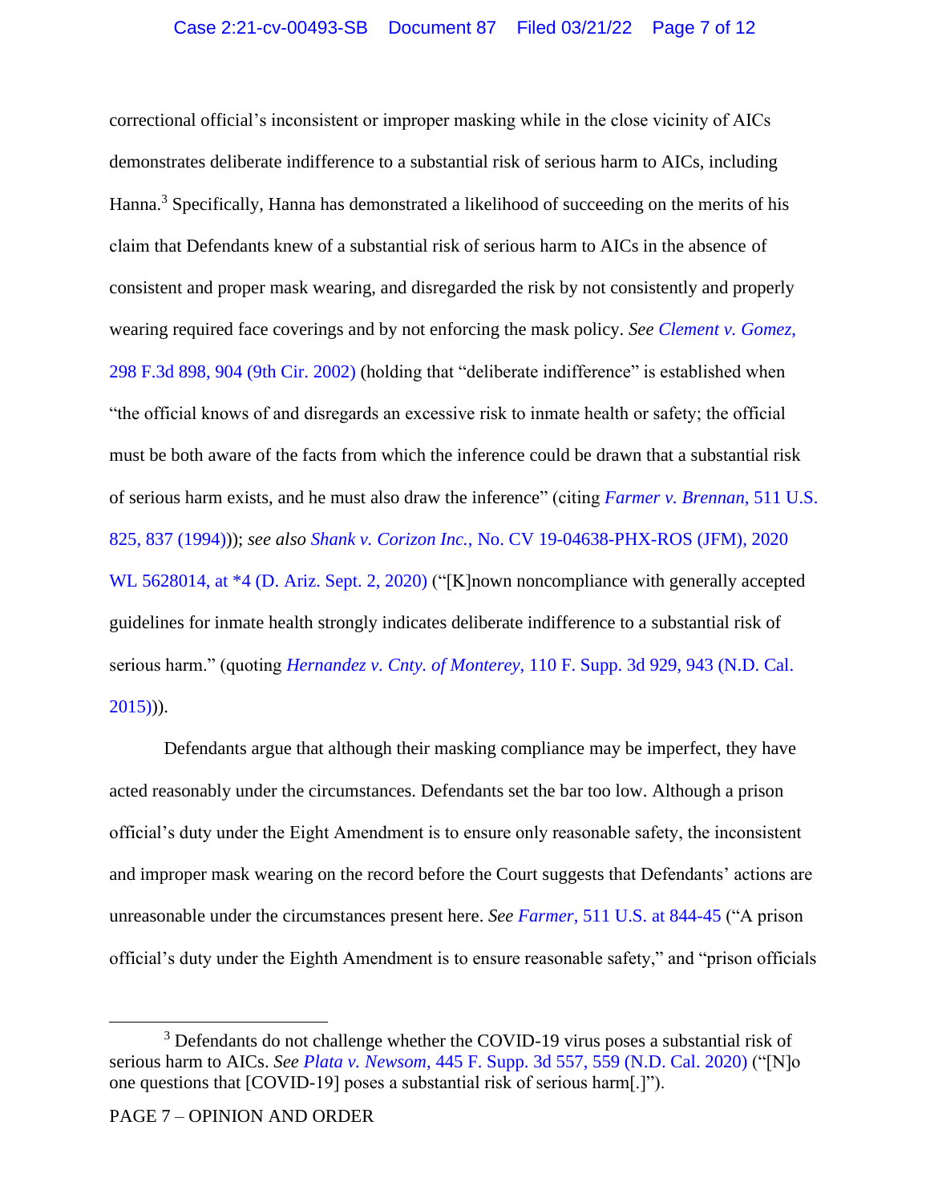correctional official's inconsistent or improper masking while in the close vicinity of AICs demonstrates deliberate indifference to a substantial risk of serious harm to AICs, including Hanna.[3] Specifically, Hanna has demonstrated a likelihood of succeeding on the merits of his claim that Defendants knew of a substantial risk of serious harm to AICs in the absence of consistent and proper mask wearing, and disregarded the risk by not consistently and properly wearing required face coverings and by not enforcing the mask policy. *See Clement v. Gomez*, 298 F.3d 898, 904 (9th Cir. 2002) (holding that "deliberate indifference" is established when "the official knows of and disregards an excessive risk to inmate health or safety; the official must be both aware of the facts from which the inference could be drawn that a substantial risk of serious harm exists, and he must also draw the inference" (citing *Farmer v. Brennan*, 511 U.S. 825, 837 (1994))); *see also Shank v. Corizon Inc.*, No. CV 19-04638-PHX-ROS (JFM), 2020 WL 5628014, at *4 (D. Ariz. Sept. 2, 2020) ("[K]nown noncompliance with generally accepted guidelines for inmate health strongly indicates deliberate indifference to a substantial risk of serious harm." (quoting *Hernandez v. Cnty. of Monterey*, 110 F. Supp. 3d 929, 943 (N.D. Cal. 2015))).

Defendants argue that although their masking compliance may be imperfect, they have acted reasonably under the circumstances. Defendants set the bar too low. Although a prison official's duty under the Eight Amendment is to ensure only reasonable safety, the inconsistent and improper mask wearing on the record before the Court suggests that Defendants' actions are unreasonable under the circumstances present here. *See Farmer*, 511 U.S. at 844-45 ("A prison official's duty under the Eighth Amendment is to ensure reasonable safety," and "prison officials

[3] Defendants do not challenge whether the COVID-19 virus poses a substantial risk of serious harm to AICs. *See Plata v. Newsom*, 445 F. Supp. 3d 557, 559 (N.D. Cal. 2020) ("[N]o one questions that [COVID-19] poses a substantial risk of serious harm[.]").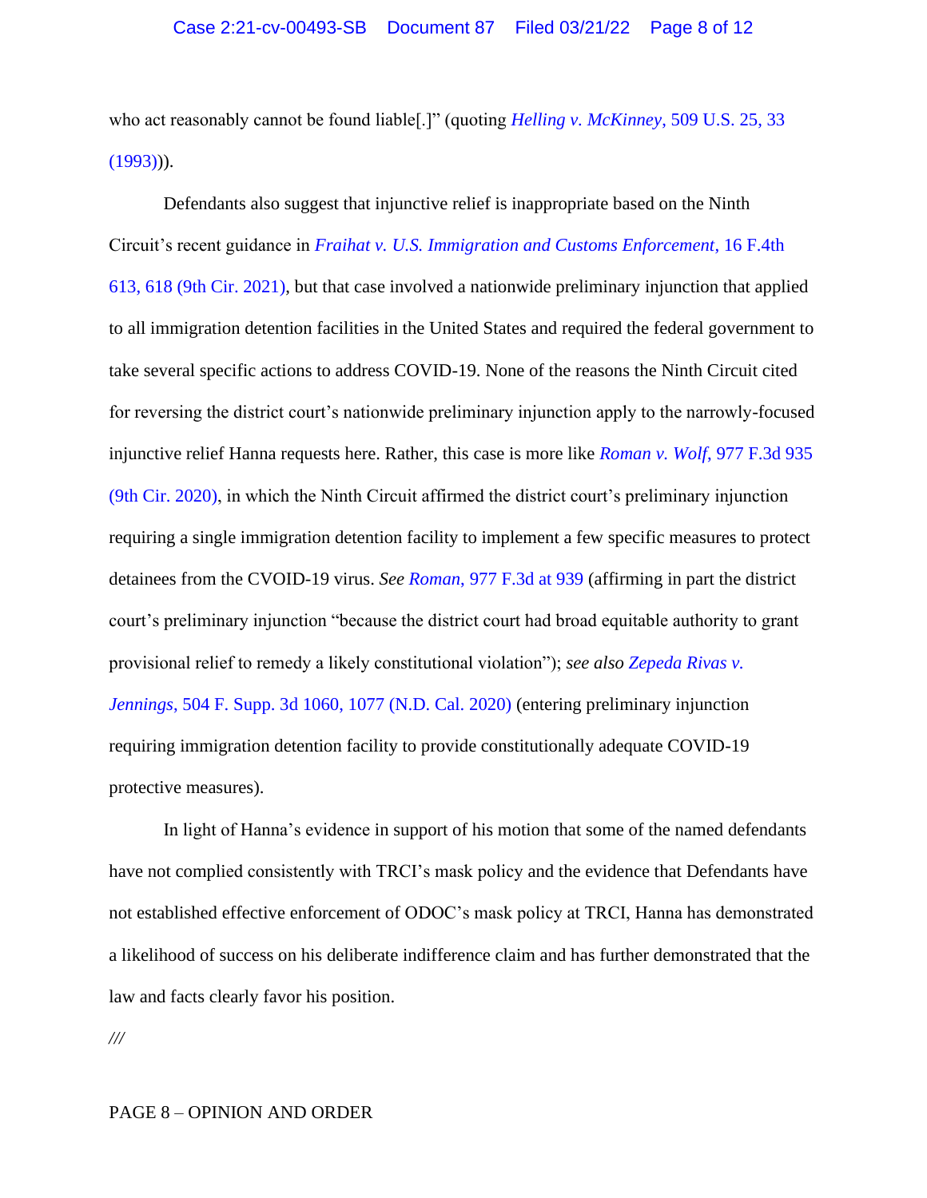who act reasonably cannot be found liable[.]" (quoting *Helling v. McKinney*, 509 U.S. 25, 33 (1993))).

Defendants also suggest that injunctive relief is inappropriate based on the Ninth Circuit's recent guidance in *Fraihat v. U.S. Immigration and Customs Enforcement*, 16 F.4th 613, 618 (9th Cir. 2021), but that case involved a nationwide preliminary injunction that applied to all immigration detention facilities in the United States and required the federal government to take several specific actions to address COVID-19. None of the reasons the Ninth Circuit cited for reversing the district court's nationwide preliminary injunction apply to the narrowly-focused injunctive relief Hanna requests here. Rather, this case is more like *Roman v. Wolf*, 977 F.3d 935 (9th Cir. 2020), in which the Ninth Circuit affirmed the district court's preliminary injunction requiring a single immigration detention facility to implement a few specific measures to protect detainees from the CVOID-19 virus. *See Roman*, 977 F.3d at 939 (affirming in part the district court's preliminary injunction "because the district court had broad equitable authority to grant provisional relief to remedy a likely constitutional violation"); *see also Zepeda Rivas v. Jennings*, 504 F. Supp. 3d 1060, 1077 (N.D. Cal. 2020) (entering preliminary injunction requiring immigration detention facility to provide constitutionally adequate COVID-19 protective measures).

In light of Hanna's evidence in support of his motion that some of the named defendants have not complied consistently with TRCI's mask policy and the evidence that Defendants have not established effective enforcement of ODOC's mask policy at TRCI, Hanna has demonstrated a likelihood of success on his deliberate indifference claim and has further demonstrated that the law and facts clearly favor his position.

///

PAGE 8 – OPINION AND ORDER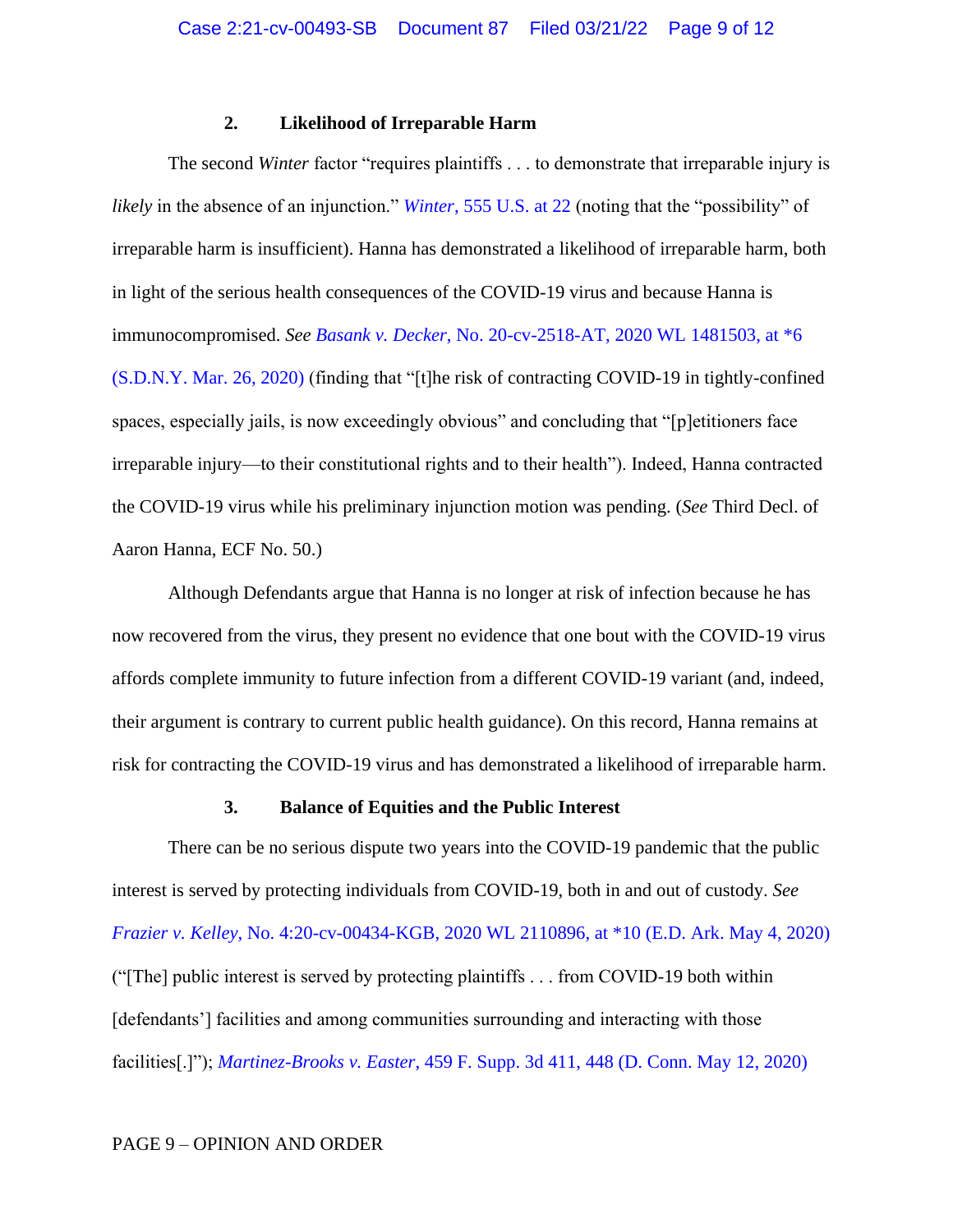### 2. Likelihood of Irreparable Harm

The second *Winter* factor "requires plaintiffs . . . to demonstrate that irreparable injury is *likely* in the absence of an injunction." *Winter*, 555 U.S. at 22 (noting that the "possibility" of irreparable harm is insufficient). Hanna has demonstrated a likelihood of irreparable harm, both in light of the serious health consequences of the COVID-19 virus and because Hanna is immunocompromised. *See Basank v. Decker*, No. 20-cv-2518-AT, 2020 WL 1481503, at *6 (S.D.N.Y. Mar. 26, 2020) (finding that "[t]he risk of contracting COVID-19 in tightly-confined spaces, especially jails, is now exceedingly obvious" and concluding that "[p]etitioners face irreparable injury—to their constitutional rights and to their health"). Indeed, Hanna contracted the COVID-19 virus while his preliminary injunction motion was pending. (*See* Third Decl. of Aaron Hanna, ECF No. 50.)

Although Defendants argue that Hanna is no longer at risk of infection because he has now recovered from the virus, they present no evidence that one bout with the COVID-19 virus affords complete immunity to future infection from a different COVID-19 variant (and, indeed, their argument is contrary to current public health guidance). On this record, Hanna remains at risk for contracting the COVID-19 virus and has demonstrated a likelihood of irreparable harm.

### 3. Balance of Equities and the Public Interest

There can be no serious dispute two years into the COVID-19 pandemic that the public interest is served by protecting individuals from COVID-19, both in and out of custody. *See Frazier v. Kelley*, No. 4:20-cv-00434-KGB, 2020 WL 2110896, at *10 (E.D. Ark. May 4, 2020) ("[The] public interest is served by protecting plaintiffs . . . from COVID-19 both within [defendants'] facilities and among communities surrounding and interacting with those facilities[.]"); *Martinez-Brooks v. Easter*, 459 F. Supp. 3d 411, 448 (D. Conn. May 12, 2020)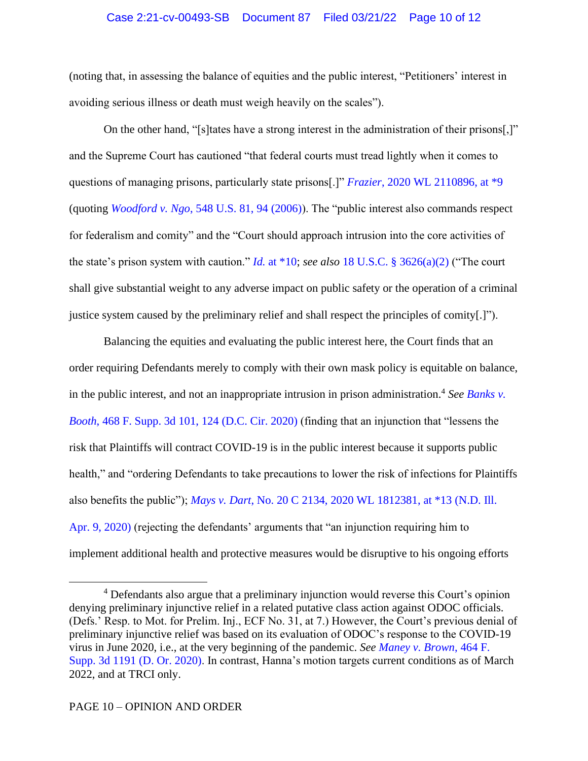(noting that, in assessing the balance of equities and the public interest, "Petitioners' interest in avoiding serious illness or death must weigh heavily on the scales").

On the other hand, "[s]tates have a strong interest in the administration of their prisons[,]" and the Supreme Court has cautioned "that federal courts must tread lightly when it comes to questions of managing prisons, particularly state prisons[.]" *Frazier*, 2020 WL 2110896, at *9 (quoting *Woodford v. Ngo*, 548 U.S. 81, 94 (2006)). The "public interest also commands respect for federalism and comity" and the "Court should approach intrusion into the core activities of the state's prison system with caution." *Id.* at *10; *see also* 18 U.S.C. § 3626(a)(2) ("The court shall give substantial weight to any adverse impact on public safety or the operation of a criminal justice system caused by the preliminary relief and shall respect the principles of comity[.]").

Balancing the equities and evaluating the public interest here, the Court finds that an order requiring Defendants merely to comply with their own mask policy is equitable on balance, in the public interest, and not an inappropriate intrusion in prison administration.[4] *See Banks v. Booth*, 468 F. Supp. 3d 101, 124 (D.C. Cir. 2020) (finding that an injunction that "lessens the risk that Plaintiffs will contract COVID-19 is in the public interest because it supports public health," and "ordering Defendants to take precautions to lower the risk of infections for Plaintiffs also benefits the public"); *Mays v. Dart*, No. 20 C 2134, 2020 WL 1812381, at *13 (N.D. Ill. Apr. 9, 2020) (rejecting the defendants' arguments that "an injunction requiring him to implement additional health and protective measures would be disruptive to his ongoing efforts

---

[4] Defendants also argue that a preliminary injunction would reverse this Court's opinion denying preliminary injunctive relief in a related putative class action against ODOC officials. (Defs.' Resp. to Mot. for Prelim. Inj., ECF No. 31, at 7.) However, the Court's previous denial of preliminary injunctive relief was based on its evaluation of ODOC's response to the COVID-19 virus in June 2020, i.e., at the very beginning of the pandemic. *See Maney v. Brown*, 464 F. Supp. 3d 1191 (D. Or. 2020). In contrast, Hanna's motion targets current conditions as of March 2022, and at TRCI only.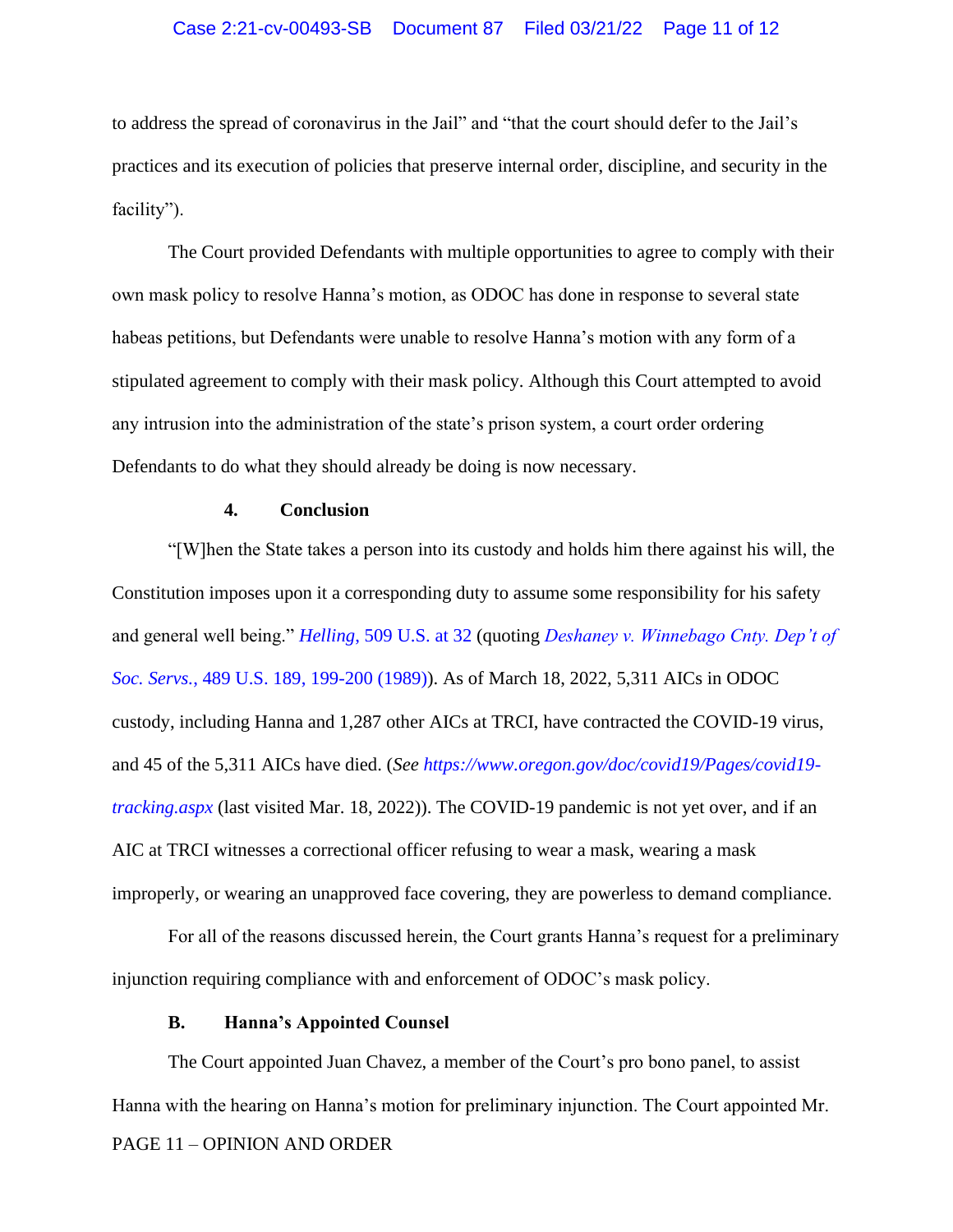to address the spread of coronavirus in the Jail" and "that the court should defer to the Jail's practices and its execution of policies that preserve internal order, discipline, and security in the facility").

The Court provided Defendants with multiple opportunities to agree to comply with their own mask policy to resolve Hanna's motion, as ODOC has done in response to several state habeas petitions, but Defendants were unable to resolve Hanna's motion with any form of a stipulated agreement to comply with their mask policy. Although this Court attempted to avoid any intrusion into the administration of the state's prison system, a court order ordering Defendants to do what they should already be doing is now necessary.

#### 4. Conclusion

"[W]hen the State takes a person into its custody and holds him there against his will, the Constitution imposes upon it a corresponding duty to assume some responsibility for his safety and general well being." *Helling*, 509 U.S. at 32 (quoting *Deshaney v. Winnebago Cnty. Dep't of Soc. Servs.*, 489 U.S. 189, 199-200 (1989)). As of March 18, 2022, 5,311 AICs in ODOC custody, including Hanna and 1,287 other AICs at TRCI, have contracted the COVID-19 virus, and 45 of the 5,311 AICs have died. (*See https://www.oregon.gov/doc/covid19/Pages/covid19-tracking.aspx* (last visited Mar. 18, 2022)). The COVID-19 pandemic is not yet over, and if an AIC at TRCI witnesses a correctional officer refusing to wear a mask, wearing a mask improperly, or wearing an unapproved face covering, they are powerless to demand compliance.

For all of the reasons discussed herein, the Court grants Hanna's request for a preliminary injunction requiring compliance with and enforcement of ODOC's mask policy.

### B. Hanna's Appointed Counsel

The Court appointed Juan Chavez, a member of the Court's pro bono panel, to assist Hanna with the hearing on Hanna's motion for preliminary injunction. The Court appointed Mr.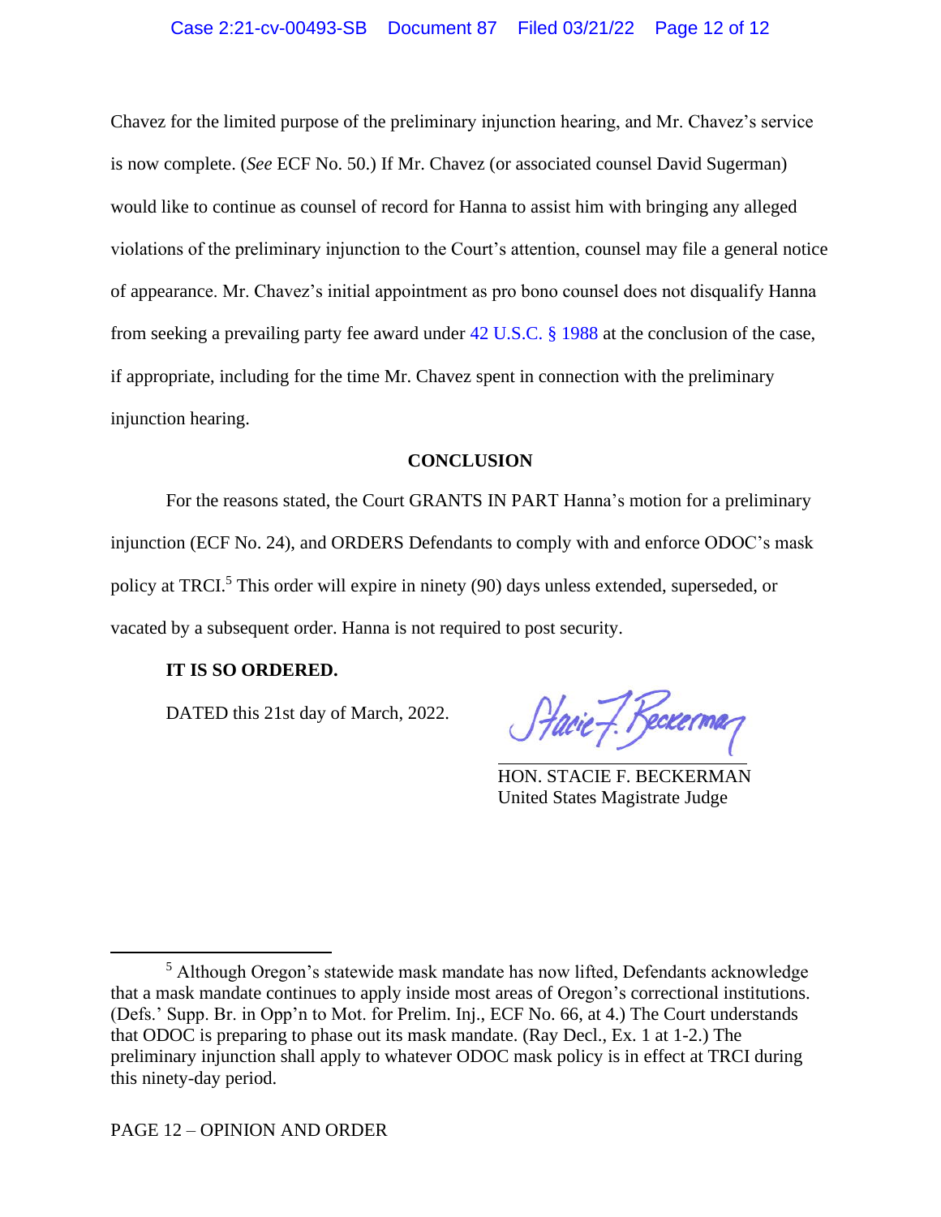Chavez for the limited purpose of the preliminary injunction hearing, and Mr. Chavez's service is now complete. (*See* ECF No. 50.) If Mr. Chavez (or associated counsel David Sugerman) would like to continue as counsel of record for Hanna to assist him with bringing any alleged violations of the preliminary injunction to the Court's attention, counsel may file a general notice of appearance. Mr. Chavez's initial appointment as pro bono counsel does not disqualify Hanna from seeking a prevailing party fee award under 42 U.S.C. § 1988 at the conclusion of the case, if appropriate, including for the time Mr. Chavez spent in connection with the preliminary injunction hearing.

**CONCLUSION**

For the reasons stated, the Court GRANTS IN PART Hanna's motion for a preliminary injunction (ECF No. 24), and ORDERS Defendants to comply with and enforce ODOC's mask policy at TRCI.[5] This order will expire in ninety (90) days unless extended, superseded, or vacated by a subsequent order. Hanna is not required to post security.

**IT IS SO ORDERED.**

DATED this 21st day of March, 2022.

HON. STACIE F. BECKERMAN
United States Magistrate Judge

---

[5] Although Oregon's statewide mask mandate has now lifted, Defendants acknowledge that a mask mandate continues to apply inside most areas of Oregon's correctional institutions. (Defs.' Supp. Br. in Opp'n to Mot. for Prelim. Inj., ECF No. 66, at 4.) The Court understands that ODOC is preparing to phase out its mask mandate. (Ray Decl., Ex. 1 at 1-2.) The preliminary injunction shall apply to whatever ODOC mask policy is in effect at TRCI during this ninety-day period.

PAGE 12 – OPINION AND ORDER